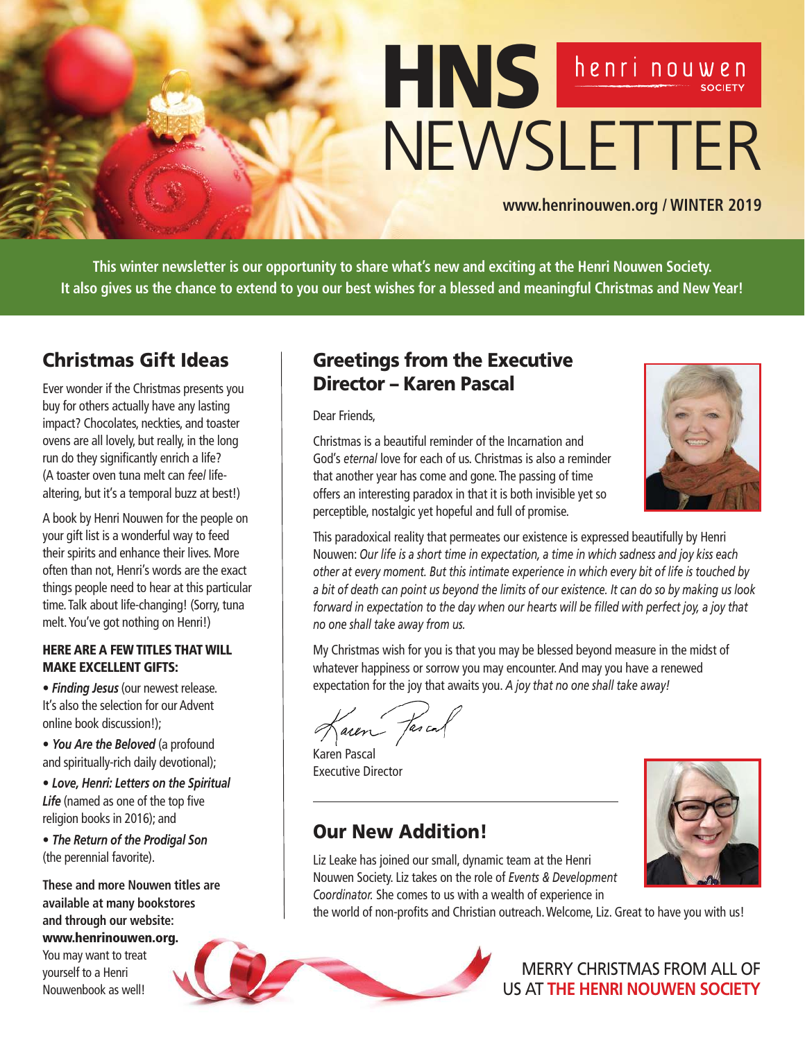# HNS henri nouwen SOCIETY NEWSLETTER

**www.henrinouwen.org / WINTER 2019**

**This winter newsletter is our opportunity to share what's new and exciting at the Henri Nouwen Society. It also gives us the chance to extend to you our best wishes for a blessed and meaningful Christmas and New Year!**

## Christmas Gift Ideas

Ever wonder if the Christmas presents you buy for others actually have any lasting impact? Chocolates, neckties, and toaster ovens are all lovely, but really, in the long run do they significantly enrich a life? (A toaster oven tuna melt can *feel* life-altering, but it's a temporal buzz at best!)

A book by Henri Nouwen for the people on your gift list is a wonderful way to feed their spirits and enhance their lives. More often than not, Henri's words are the exact things people need to hear at this particular time. Talk about life-changing! (Sorry, tuna melt. You've got nothing on Henri!)

**HERE ARE A FEW TITLES THAT WILL MAKE EXCELLENT GIFTS:**

- ***Finding Jesus*** (our newest release. It's also the selection for our Advent online book discussion!);
- ***You Are the Beloved*** (a profound and spiritually-rich daily devotional);
- ***Love, Henri: Letters on the Spiritual Life*** (named as one of the top five religion books in 2016); and
- ***The Return of the Prodigal Son*** (the perennial favorite).

**These and more Nouwen titles are available at many bookstores and through our website: www.henrinouwen.org.** You may want to treat yourself to a Henri Nouwenbook as well!

## Greetings from the Executive Director – Karen Pascal

Dear Friends,

Christmas is a beautiful reminder of the Incarnation and God's *eternal* love for each of us. Christmas is also a reminder that another year has come and gone. The passing of time offers an interesting paradox in that it is both invisible yet so perceptible, nostalgic yet hopeful and full of promise.

This paradoxical reality that permeates our existence is expressed beautifully by Henri Nouwen: *Our life is a short time in expectation, a time in which sadness and joy kiss each other at every moment. But this intimate experience in which every bit of life is touched by a bit of death can point us beyond the limits of our existence. It can do so by making us look forward in expectation to the day when our hearts will be filled with perfect joy, a joy that no one shall take away from us.*

My Christmas wish for you is that you may be blessed beyond measure in the midst of whatever happiness or sorrow you may encounter. And may you have a renewed expectation for the joy that awaits you. *A joy that no one shall take away!*

Karen Pascal
Executive Director

## Our New Addition!

Liz Leake has joined our small, dynamic team at the Henri Nouwen Society. Liz takes on the role of *Events & Development Coordinator.* She comes to us with a wealth of experience in the world of non-profits and Christian outreach. Welcome, Liz. Great to have you with us!

MERRY CHRISTMAS FROM ALL OF US AT **THE HENRI NOUWEN SOCIETY**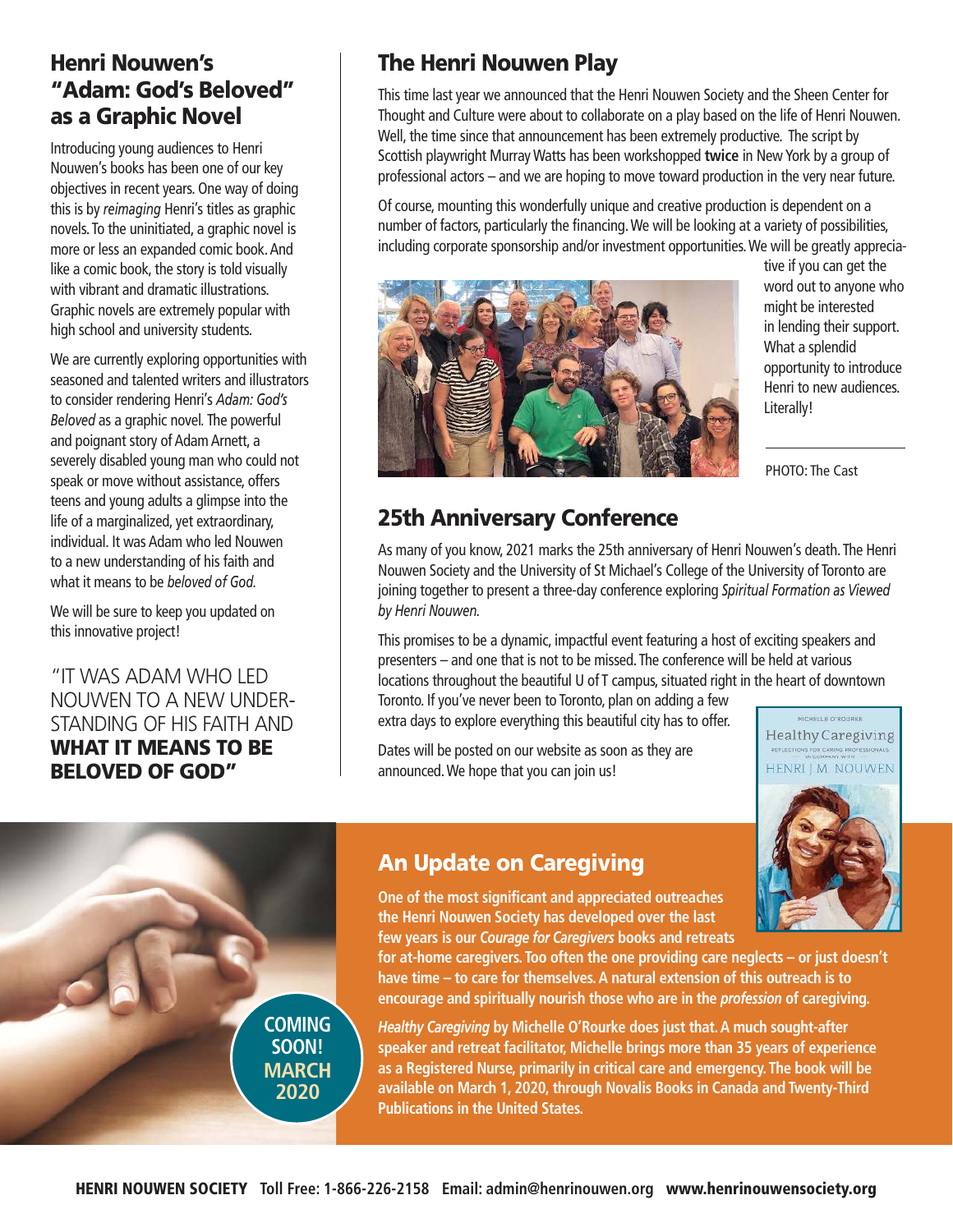## Henri Nouwen's "Adam: God's Beloved" as a Graphic Novel

Introducing young audiences to Henri Nouwen's books has been one of our key objectives in recent years. One way of doing this is by *reimaging* Henri's titles as graphic novels. To the uninitiated, a graphic novel is more or less an expanded comic book. And like a comic book, the story is told visually with vibrant and dramatic illustrations. Graphic novels are extremely popular with high school and university students.

We are currently exploring opportunities with seasoned and talented writers and illustrators to consider rendering Henri's *Adam: God's Beloved* as a graphic novel. The powerful and poignant story of Adam Arnett, a severely disabled young man who could not speak or move without assistance, offers teens and young adults a glimpse into the life of a marginalized, yet extraordinary, individual. It was Adam who led Nouwen to a new understanding of his faith and what it means to be *beloved of God.*

We will be sure to keep you updated on this innovative project!

"IT WAS ADAM WHO LED NOUWEN TO A NEW UNDERSTANDING OF HIS FAITH AND **WHAT IT MEANS TO BE BELOVED OF GOD"**

## The Henri Nouwen Play

This time last year we announced that the Henri Nouwen Society and the Sheen Center for Thought and Culture were about to collaborate on a play based on the life of Henri Nouwen. Well, the time since that announcement has been extremely productive. The script by Scottish playwright Murray Watts has been workshopped **twice** in New York by a group of professional actors – and we are hoping to move toward production in the very near future.

Of course, mounting this wonderfully unique and creative production is dependent on a number of factors, particularly the financing. We will be looking at a variety of possibilities, including corporate sponsorship and/or investment opportunities. We will be greatly appreciative if you can get the word out to anyone who might be interested in lending their support. What a splendid opportunity to introduce Henri to new audiences. Literally!

PHOTO: The Cast

## 25th Anniversary Conference

As many of you know, 2021 marks the 25th anniversary of Henri Nouwen's death. The Henri Nouwen Society and the University of St Michael's College of the University of Toronto are joining together to present a three-day conference exploring *Spiritual Formation as Viewed by Henri Nouwen.*

This promises to be a dynamic, impactful event featuring a host of exciting speakers and presenters – and one that is not to be missed. The conference will be held at various locations throughout the beautiful U of T campus, situated right in the heart of downtown Toronto. If you've never been to Toronto, plan on adding a few extra days to explore everything this beautiful city has to offer.

Dates will be posted on our website as soon as they are announced. We hope that you can join us!

## An Update on Caregiving

**One of the most significant and appreciated outreaches the Henri Nouwen Society has developed over the last few years is our *Courage for Caregivers* books and retreats for at-home caregivers. Too often the one providing care neglects – or just doesn't have time – to care for themselves. A natural extension of this outreach is to encourage and spiritually nourish those who are in the *profession* of caregiving.**

***Healthy Caregiving* by Michelle O'Rourke does just that. A much sought-after speaker and retreat facilitator, Michelle brings more than 35 years of experience as a Registered Nurse, primarily in critical care and emergency. The book will be available on March 1, 2020, through Novalis Books in Canada and Twenty-Third Publications in the United States.**

MICHELLE O'ROURKE
Healthy Caregiving
REFLECTIONS FOR CARING PROFESSIONALS
IN COMPANY WITH
HENRI J.M. NOUWEN

COMING SOON! MARCH 2020

HENRI NOUWEN SOCIETY Toll Free: 1-866-226-2158 Email: admin@henrinouwen.org www.henrinouwensociety.org